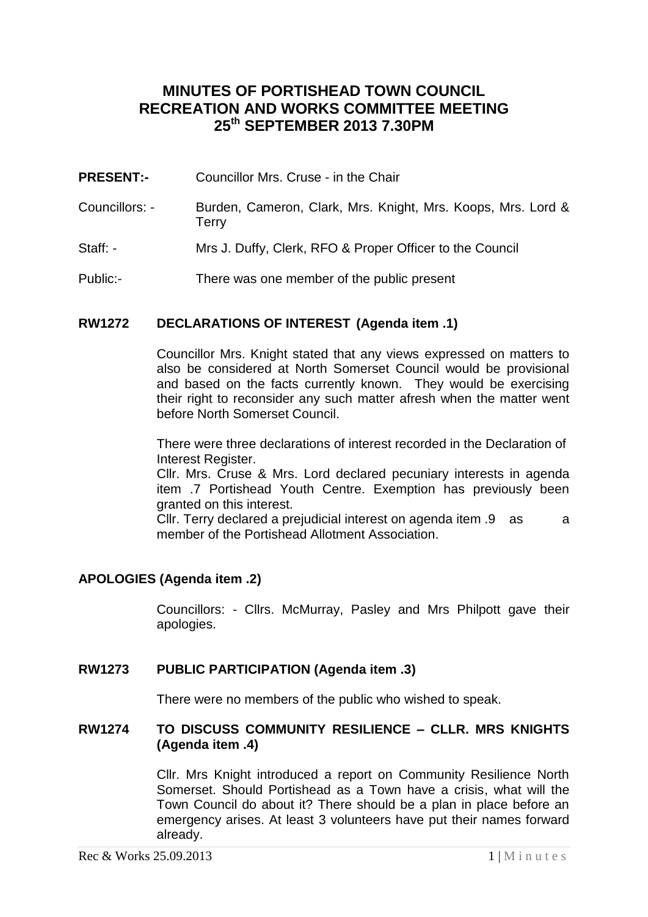# MINUTES OF PORTISHEAD TOWN COUNCIL RECREATION AND WORKS COMMITTEE MEETING 25th SEPTEMBER 2013 7.30PM

**PRESENT:-** Councillor Mrs. Cruse - in the Chair

Councillors: - Burden, Cameron, Clark, Mrs. Knight, Mrs. Koops, Mrs. Lord & Terry

Staff: - Mrs J. Duffy, Clerk, RFO & Proper Officer to the Council

Public:- There was one member of the public present

## RW1272 DECLARATIONS OF INTEREST (Agenda item .1)

Councillor Mrs. Knight stated that any views expressed on matters to also be considered at North Somerset Council would be provisional and based on the facts currently known. They would be exercising their right to reconsider any such matter afresh when the matter went before North Somerset Council.

There were three declarations of interest recorded in the Declaration of Interest Register.

Cllr. Mrs. Cruse & Mrs. Lord declared pecuniary interests in agenda item .7 Portishead Youth Centre. Exemption has previously been granted on this interest.

Cllr. Terry declared a prejudicial interest on agenda item .9 as a member of the Portishead Allotment Association.

## APOLOGIES (Agenda item .2)

Councillors: - Cllrs. McMurray, Pasley and Mrs Philpott gave their apologies.

## RW1273 PUBLIC PARTICIPATION (Agenda item .3)

There were no members of the public who wished to speak.

## RW1274 TO DISCUSS COMMUNITY RESILIENCE – CLLR. MRS KNIGHTS (Agenda item .4)

Cllr. Mrs Knight introduced a report on Community Resilience North Somerset. Should Portishead as a Town have a crisis, what will the Town Council do about it? There should be a plan in place before an emergency arises. At least 3 volunteers have put their names forward already.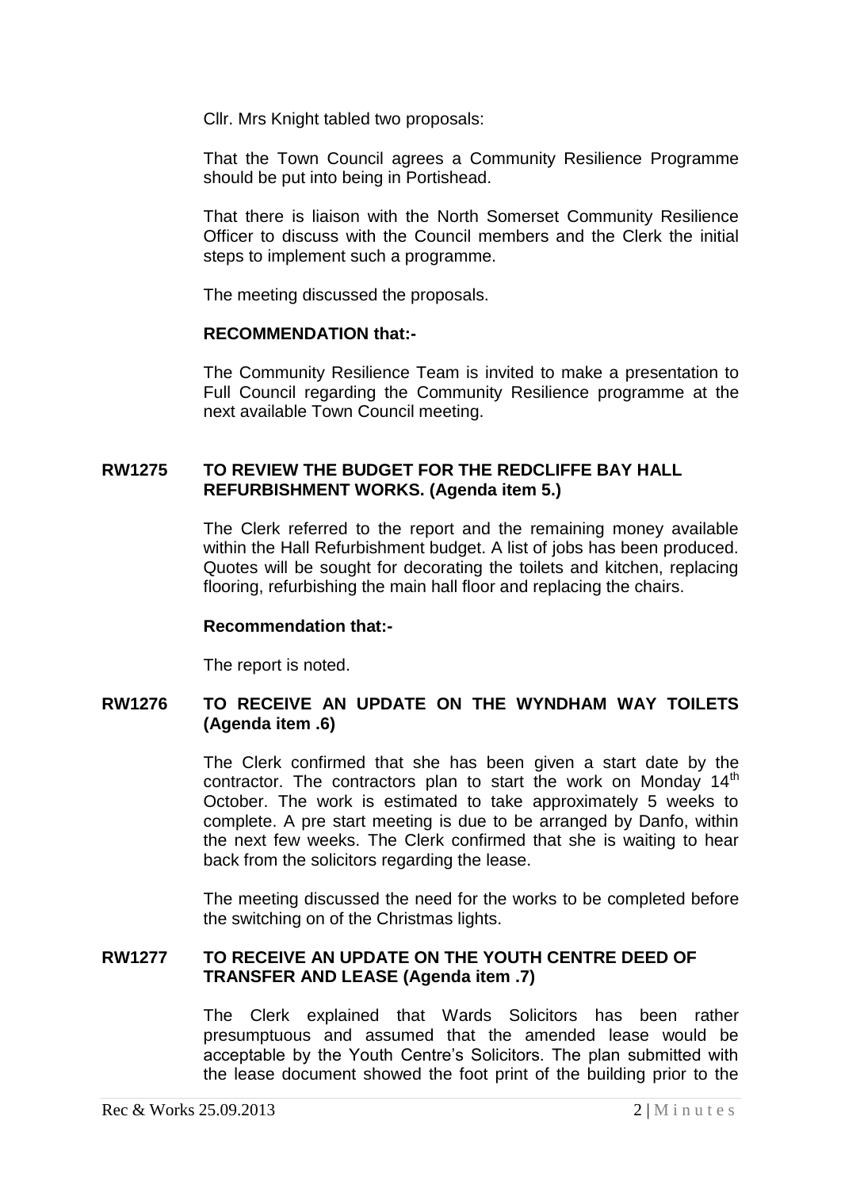Cllr. Mrs Knight tabled two proposals:

That the Town Council agrees a Community Resilience Programme should be put into being in Portishead.

That there is liaison with the North Somerset Community Resilience Officer to discuss with the Council members and the Clerk the initial steps to implement such a programme.

The meeting discussed the proposals.

**RECOMMENDATION that:-**

The Community Resilience Team is invited to make a presentation to Full Council regarding the Community Resilience programme at the next available Town Council meeting.

**RW1275 TO REVIEW THE BUDGET FOR THE REDCLIFFE BAY HALL REFURBISHMENT WORKS. (Agenda item 5.)**

The Clerk referred to the report and the remaining money available within the Hall Refurbishment budget. A list of jobs has been produced. Quotes will be sought for decorating the toilets and kitchen, replacing flooring, refurbishing the main hall floor and replacing the chairs.

**Recommendation that:-**

The report is noted.

**RW1276 TO RECEIVE AN UPDATE ON THE WYNDHAM WAY TOILETS (Agenda item .6)**

The Clerk confirmed that she has been given a start date by the contractor. The contractors plan to start the work on Monday 14th October. The work is estimated to take approximately 5 weeks to complete. A pre start meeting is due to be arranged by Danfo, within the next few weeks. The Clerk confirmed that she is waiting to hear back from the solicitors regarding the lease.

The meeting discussed the need for the works to be completed before the switching on of the Christmas lights.

**RW1277 TO RECEIVE AN UPDATE ON THE YOUTH CENTRE DEED OF TRANSFER AND LEASE (Agenda item .7)**

The Clerk explained that Wards Solicitors has been rather presumptuous and assumed that the amended lease would be acceptable by the Youth Centre's Solicitors. The plan submitted with the lease document showed the foot print of the building prior to the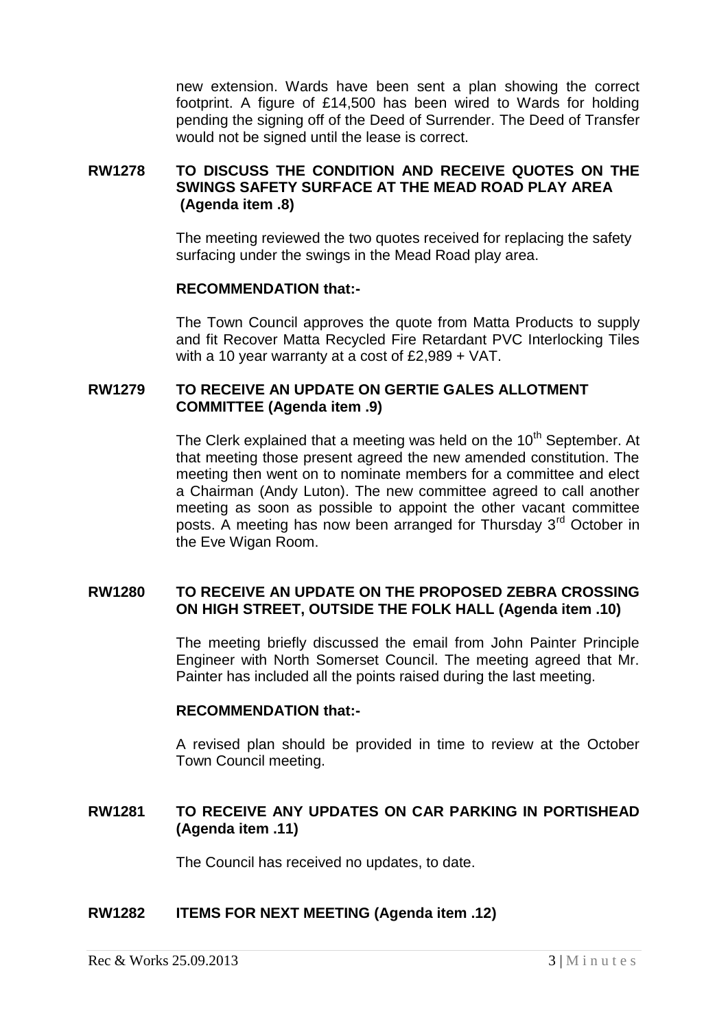new extension. Wards have been sent a plan showing the correct footprint. A figure of £14,500 has been wired to Wards for holding pending the signing off of the Deed of Surrender. The Deed of Transfer would not be signed until the lease is correct.

**RW1278 TO DISCUSS THE CONDITION AND RECEIVE QUOTES ON THE SWINGS SAFETY SURFACE AT THE MEAD ROAD PLAY AREA (Agenda item .8)**

The meeting reviewed the two quotes received for replacing the safety surfacing under the swings in the Mead Road play area.

**RECOMMENDATION that:-**

The Town Council approves the quote from Matta Products to supply and fit Recover Matta Recycled Fire Retardant PVC Interlocking Tiles with a 10 year warranty at a cost of £2,989 + VAT.

**RW1279 TO RECEIVE AN UPDATE ON GERTIE GALES ALLOTMENT COMMITTEE (Agenda item .9)**

The Clerk explained that a meeting was held on the 10th September. At that meeting those present agreed the new amended constitution. The meeting then went on to nominate members for a committee and elect a Chairman (Andy Luton). The new committee agreed to call another meeting as soon as possible to appoint the other vacant committee posts. A meeting has now been arranged for Thursday 3rd October in the Eve Wigan Room.

**RW1280 TO RECEIVE AN UPDATE ON THE PROPOSED ZEBRA CROSSING ON HIGH STREET, OUTSIDE THE FOLK HALL (Agenda item .10)**

The meeting briefly discussed the email from John Painter Principle Engineer with North Somerset Council. The meeting agreed that Mr. Painter has included all the points raised during the last meeting.

**RECOMMENDATION that:-**

A revised plan should be provided in time to review at the October Town Council meeting.

**RW1281 TO RECEIVE ANY UPDATES ON CAR PARKING IN PORTISHEAD (Agenda item .11)**

The Council has received no updates, to date.

**RW1282 ITEMS FOR NEXT MEETING (Agenda item .12)**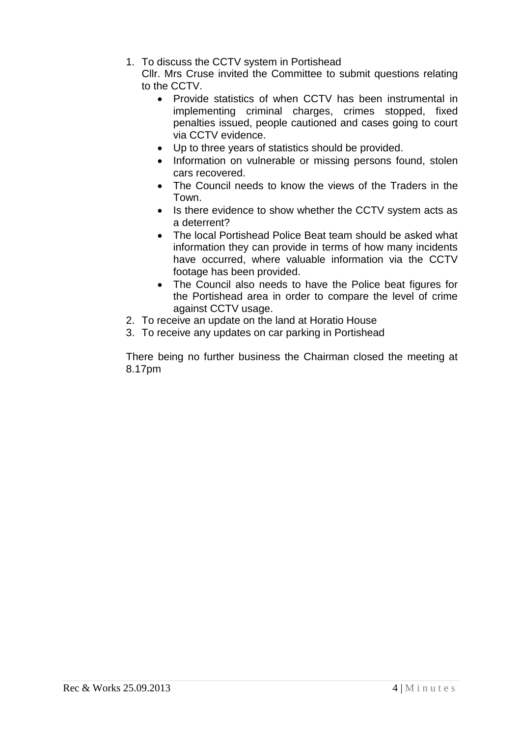1. To discuss the CCTV system in Portishead
   Cllr. Mrs Cruse invited the Committee to submit questions relating to the CCTV.
   - Provide statistics of when CCTV has been instrumental in implementing criminal charges, crimes stopped, fixed penalties issued, people cautioned and cases going to court via CCTV evidence.
   - Up to three years of statistics should be provided.
   - Information on vulnerable or missing persons found, stolen cars recovered.
   - The Council needs to know the views of the Traders in the Town.
   - Is there evidence to show whether the CCTV system acts as a deterrent?
   - The local Portishead Police Beat team should be asked what information they can provide in terms of how many incidents have occurred, where valuable information via the CCTV footage has been provided.
   - The Council also needs to have the Police beat figures for the Portishead area in order to compare the level of crime against CCTV usage.
2. To receive an update on the land at Horatio House
3. To receive any updates on car parking in Portishead

There being no further business the Chairman closed the meeting at 8.17pm